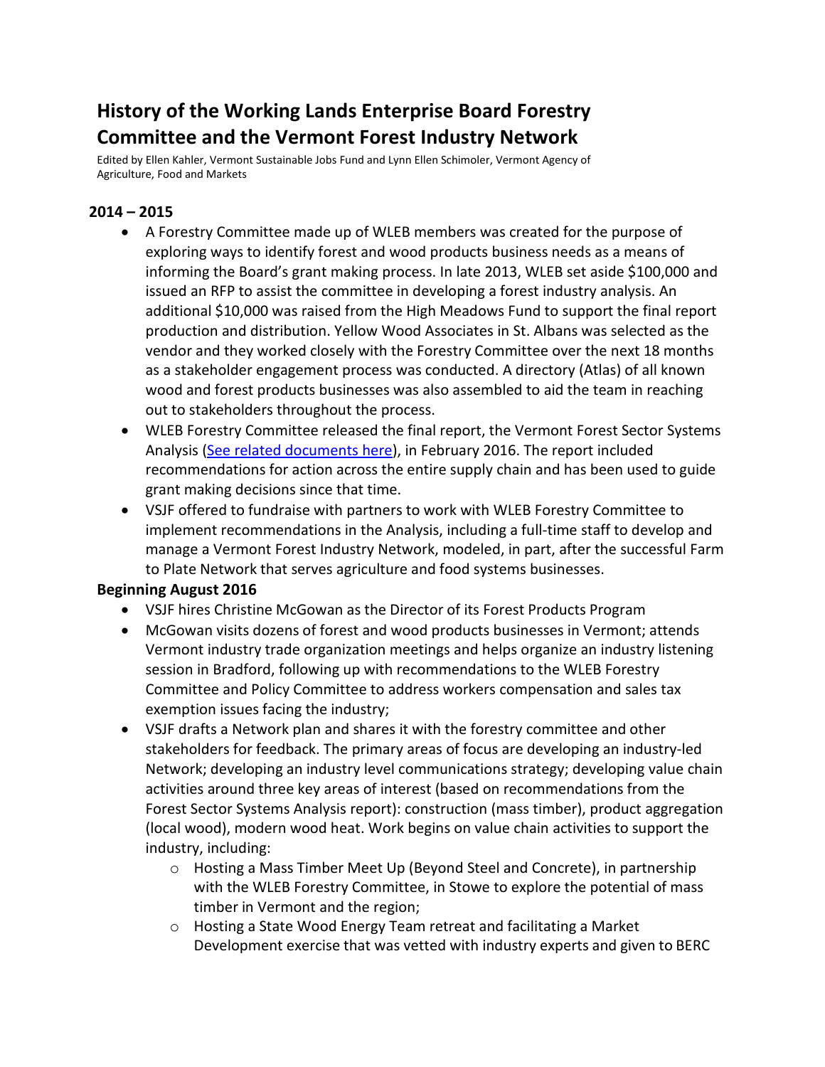# History of the Working Lands Enterprise Board Forestry Committee and the Vermont Forest Industry Network

Edited by Ellen Kahler, Vermont Sustainable Jobs Fund and Lynn Ellen Schimoler, Vermont Agency of Agriculture, Food and Markets

## 2014 – 2015

- A Forestry Committee made up of WLEB members was created for the purpose of exploring ways to identify forest and wood products business needs as a means of informing the Board's grant making process. In late 2013, WLEB set aside $100,000 and issued an RFP to assist the committee in developing a forest industry analysis. An additional $10,000 was raised from the High Meadows Fund to support the final report production and distribution. Yellow Wood Associates in St. Albans was selected as the vendor and they worked closely with the Forestry Committee over the next 18 months as a stakeholder engagement process was conducted. A directory (Atlas) of all known wood and forest products businesses was also assembled to aid the team in reaching out to stakeholders throughout the process.
- WLEB Forestry Committee released the final report, the Vermont Forest Sector Systems Analysis (See related documents here), in February 2016. The report included recommendations for action across the entire supply chain and has been used to guide grant making decisions since that time.
- VSJF offered to fundraise with partners to work with WLEB Forestry Committee to implement recommendations in the Analysis, including a full-time staff to develop and manage a Vermont Forest Industry Network, modeled, in part, after the successful Farm to Plate Network that serves agriculture and food systems businesses.

## Beginning August 2016

- VSJF hires Christine McGowan as the Director of its Forest Products Program
- McGowan visits dozens of forest and wood products businesses in Vermont; attends Vermont industry trade organization meetings and helps organize an industry listening session in Bradford, following up with recommendations to the WLEB Forestry Committee and Policy Committee to address workers compensation and sales tax exemption issues facing the industry;
- VSJF drafts a Network plan and shares it with the forestry committee and other stakeholders for feedback. The primary areas of focus are developing an industry-led Network; developing an industry level communications strategy; developing value chain activities around three key areas of interest (based on recommendations from the Forest Sector Systems Analysis report): construction (mass timber), product aggregation (local wood), modern wood heat. Work begins on value chain activities to support the industry, including:
    - Hosting a Mass Timber Meet Up (Beyond Steel and Concrete), in partnership with the WLEB Forestry Committee, in Stowe to explore the potential of mass timber in Vermont and the region;
    - Hosting a State Wood Energy Team retreat and facilitating a Market Development exercise that was vetted with industry experts and given to BERC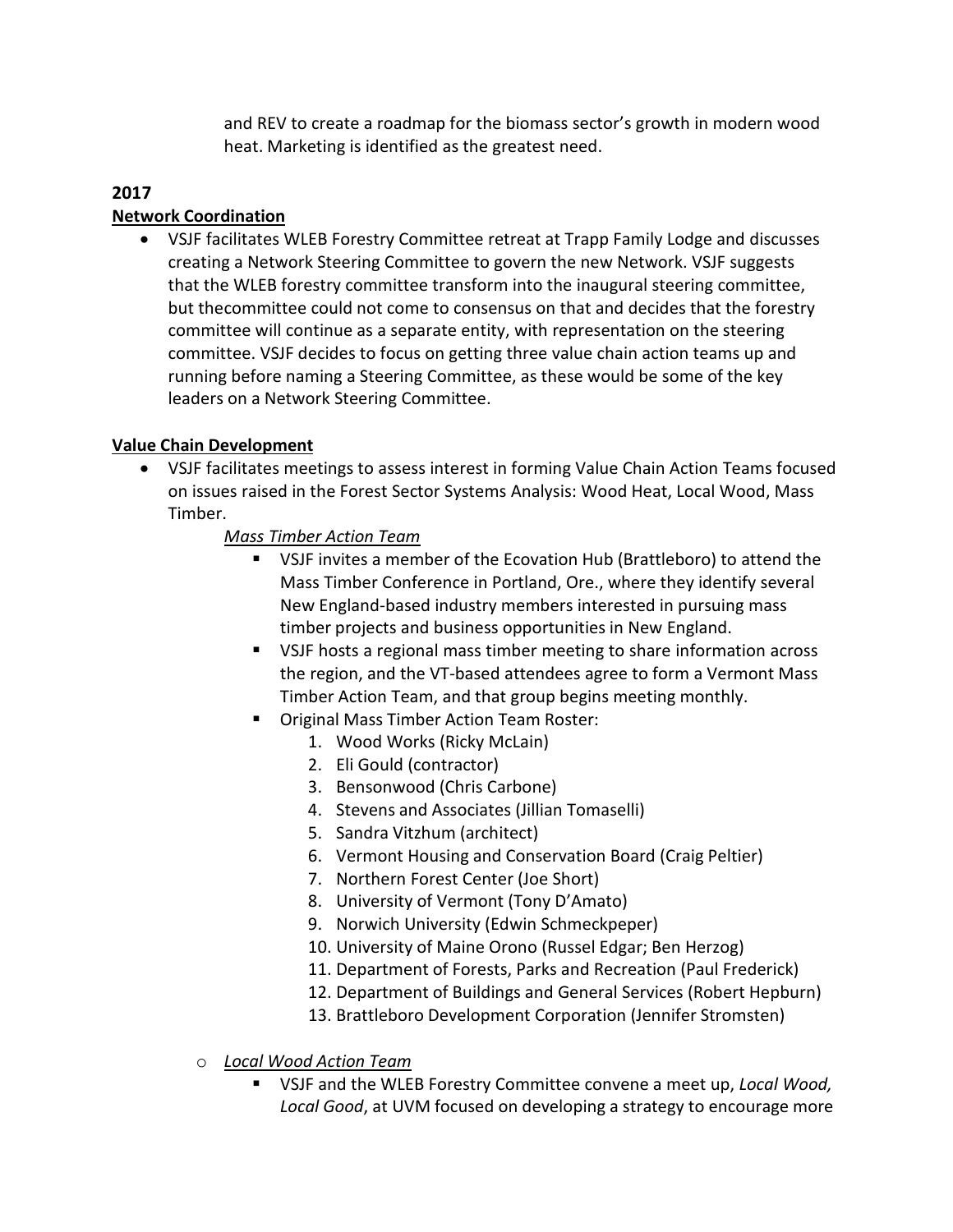and REV to create a roadmap for the biomass sector's growth in modern wood heat. Marketing is identified as the greatest need.

**2017**

**Network Coordination**

- VSJF facilitates WLEB Forestry Committee retreat at Trapp Family Lodge and discusses creating a Network Steering Committee to govern the new Network. VSJF suggests that the WLEB forestry committee transform into the inaugural steering committee, but thecommittee could not come to consensus on that and decides that the forestry committee will continue as a separate entity, with representation on the steering committee. VSJF decides to focus on getting three value chain action teams up and running before naming a Steering Committee, as these would be some of the key leaders on a Network Steering Committee.

**Value Chain Development**

- VSJF facilitates meetings to assess interest in forming Value Chain Action Teams focused on issues raised in the Forest Sector Systems Analysis: Wood Heat, Local Wood, Mass Timber.

  *Mass Timber Action Team*

  - VSJF invites a member of the Ecovation Hub (Brattleboro) to attend the Mass Timber Conference in Portland, Ore., where they identify several New England-based industry members interested in pursuing mass timber projects and business opportunities in New England.
  - VSJF hosts a regional mass timber meeting to share information across the region, and the VT-based attendees agree to form a Vermont Mass Timber Action Team, and that group begins meeting monthly.
  - Original Mass Timber Action Team Roster:
    1. Wood Works (Ricky McLain)
    2. Eli Gould (contractor)
    3. Bensonwood (Chris Carbone)
    4. Stevens and Associates (Jillian Tomaselli)
    5. Sandra Vitzhum (architect)
    6. Vermont Housing and Conservation Board (Craig Peltier)
    7. Northern Forest Center (Joe Short)
    8. University of Vermont (Tony D'Amato)
    9. Norwich University (Edwin Schmeckpeper)
    10. University of Maine Orono (Russel Edgar; Ben Herzog)
    11. Department of Forests, Parks and Recreation (Paul Frederick)
    12. Department of Buildings and General Services (Robert Hepburn)
    13. Brattleboro Development Corporation (Jennifer Stromsten)

  - *Local Wood Action Team*
    - VSJF and the WLEB Forestry Committee convene a meet up, *Local Wood, Local Good*, at UVM focused on developing a strategy to encourage more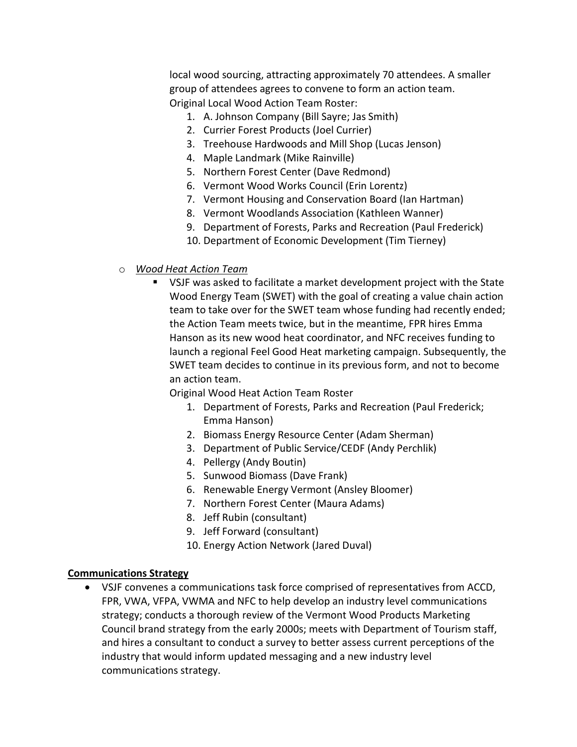local wood sourcing, attracting approximately 70 attendees. A smaller group of attendees agrees to convene to form an action team.
Original Local Wood Action Team Roster:

1. A. Johnson Company (Bill Sayre; Jas Smith)
2. Currier Forest Products (Joel Currier)
3. Treehouse Hardwoods and Mill Shop (Lucas Jenson)
4. Maple Landmark (Mike Rainville)
5. Northern Forest Center (Dave Redmond)
6. Vermont Wood Works Council (Erin Lorentz)
7. Vermont Housing and Conservation Board (Ian Hartman)
8. Vermont Woodlands Association (Kathleen Wanner)
9. Department of Forests, Parks and Recreation (Paul Frederick)
10. Department of Economic Development (Tim Tierney)

- *Wood Heat Action Team*
  - VSJF was asked to facilitate a market development project with the State Wood Energy Team (SWET) with the goal of creating a value chain action team to take over for the SWET team whose funding had recently ended; the Action Team meets twice, but in the meantime, FPR hires Emma Hanson as its new wood heat coordinator, and NFC receives funding to launch a regional Feel Good Heat marketing campaign. Subsequently, the SWET team decides to continue in its previous form, and not to become an action team.
    Original Wood Heat Action Team Roster
    1. Department of Forests, Parks and Recreation (Paul Frederick; Emma Hanson)
    2. Biomass Energy Resource Center (Adam Sherman)
    3. Department of Public Service/CEDF (Andy Perchlik)
    4. Pellergy (Andy Boutin)
    5. Sunwood Biomass (Dave Frank)
    6. Renewable Energy Vermont (Ansley Bloomer)
    7. Northern Forest Center (Maura Adams)
    8. Jeff Rubin (consultant)
    9. Jeff Forward (consultant)
    10. Energy Action Network (Jared Duval)

**Communications Strategy**

- VSJF convenes a communications task force comprised of representatives from ACCD, FPR, VWA, VFPA, VWMA and NFC to help develop an industry level communications strategy; conducts a thorough review of the Vermont Wood Products Marketing Council brand strategy from the early 2000s; meets with Department of Tourism staff, and hires a consultant to conduct a survey to better assess current perceptions of the industry that would inform updated messaging and a new industry level communications strategy.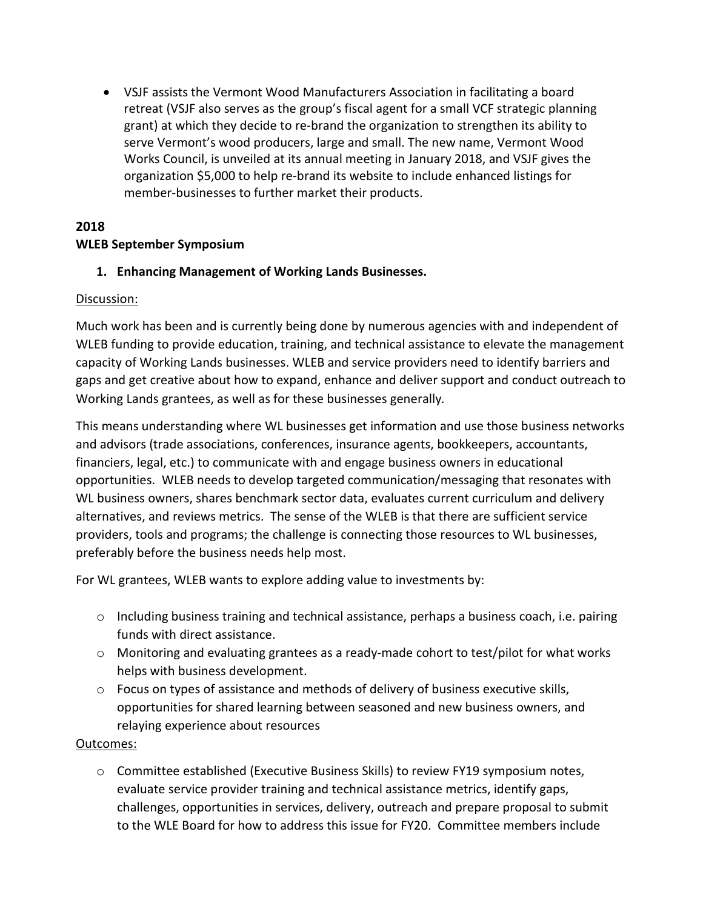- VSJF assists the Vermont Wood Manufacturers Association in facilitating a board retreat (VSJF also serves as the group's fiscal agent for a small VCF strategic planning grant) at which they decide to re-brand the organization to strengthen its ability to serve Vermont's wood producers, large and small. The new name, Vermont Wood Works Council, is unveiled at its annual meeting in January 2018, and VSJF gives the organization $5,000 to help re-brand its website to include enhanced listings for member-businesses to further market their products.

**2018**
**WLEB September Symposium**

1. **Enhancing Management of Working Lands Businesses.**

<u>Discussion:</u>

Much work has been and is currently being done by numerous agencies with and independent of WLEB funding to provide education, training, and technical assistance to elevate the management capacity of Working Lands businesses. WLEB and service providers need to identify barriers and gaps and get creative about how to expand, enhance and deliver support and conduct outreach to Working Lands grantees, as well as for these businesses generally.

This means understanding where WL businesses get information and use those business networks and advisors (trade associations, conferences, insurance agents, bookkeepers, accountants, financiers, legal, etc.) to communicate with and engage business owners in educational opportunities. WLEB needs to develop targeted communication/messaging that resonates with WL business owners, shares benchmark sector data, evaluates current curriculum and delivery alternatives, and reviews metrics. The sense of the WLEB is that there are sufficient service providers, tools and programs; the challenge is connecting those resources to WL businesses, preferably before the business needs help most.

For WL grantees, WLEB wants to explore adding value to investments by:

- Including business training and technical assistance, perhaps a business coach, i.e. pairing funds with direct assistance.
- Monitoring and evaluating grantees as a ready-made cohort to test/pilot for what works helps with business development.
- Focus on types of assistance and methods of delivery of business executive skills, opportunities for shared learning between seasoned and new business owners, and relaying experience about resources

<u>Outcomes:</u>

- Committee established (Executive Business Skills) to review FY19 symposium notes, evaluate service provider training and technical assistance metrics, identify gaps, challenges, opportunities in services, delivery, outreach and prepare proposal to submit to the WLE Board for how to address this issue for FY20. Committee members include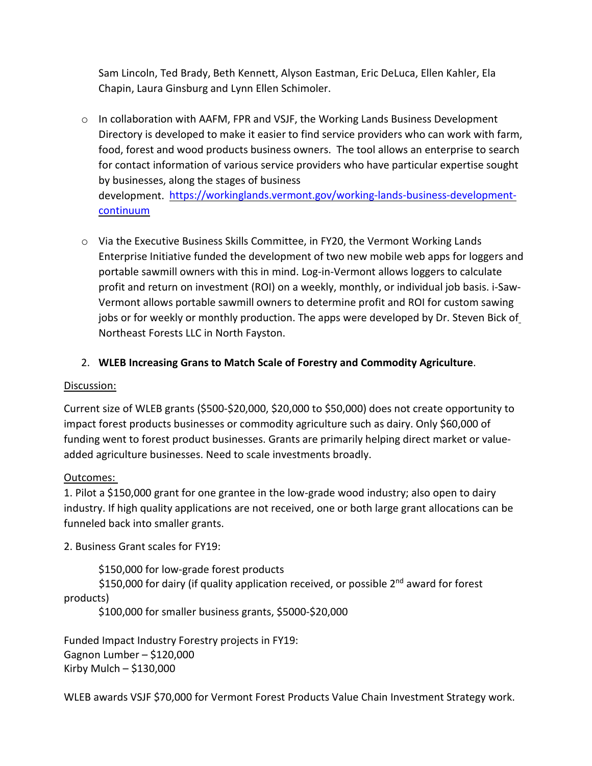Sam Lincoln, Ted Brady, Beth Kennett, Alyson Eastman, Eric DeLuca, Ellen Kahler, Ela Chapin, Laura Ginsburg and Lynn Ellen Schimoler.

- In collaboration with AAFM, FPR and VSJF, the Working Lands Business Development Directory is developed to make it easier to find service providers who can work with farm, food, forest and wood products business owners. The tool allows an enterprise to search for contact information of various service providers who have particular expertise sought by businesses, along the stages of business development. [https://workinglands.vermont.gov/working-lands-business-development-continuum](https://workinglands.vermont.gov/working-lands-business-development-continuum)

- Via the Executive Business Skills Committee, in FY20, the Vermont Working Lands Enterprise Initiative funded the development of two new mobile web apps for loggers and portable sawmill owners with this in mind. Log-in-Vermont allows loggers to calculate profit and return on investment (ROI) on a weekly, monthly, or individual job basis. i-Saw-Vermont allows portable sawmill owners to determine profit and ROI for custom sawing jobs or for weekly or monthly production. The apps were developed by Dr. Steven Bick of Northeast Forests LLC in North Fayston.

2. **WLEB Increasing Grans to Match Scale of Forestry and Commodity Agriculture**.

Discussion:

Current size of WLEB grants ($500-$20,000, $20,000 to $50,000) does not create opportunity to impact forest products businesses or commodity agriculture such as dairy. Only $60,000 of funding went to forest product businesses. Grants are primarily helping direct market or value-added agriculture businesses. Need to scale investments broadly.

Outcomes:

1. Pilot a $150,000 grant for one grantee in the low-grade wood industry; also open to dairy industry. If high quality applications are not received, one or both large grant allocations can be funneled back into smaller grants.

2. Business Grant scales for FY19:

    $150,000 for low-grade forest products
    $150,000 for dairy (if quality application received, or possible 2nd award for forest products)
    $100,000 for smaller business grants, $5000-$20,000

Funded Impact Industry Forestry projects in FY19:
Gagnon Lumber – $120,000
Kirby Mulch – $130,000

WLEB awards VSJF $70,000 for Vermont Forest Products Value Chain Investment Strategy work.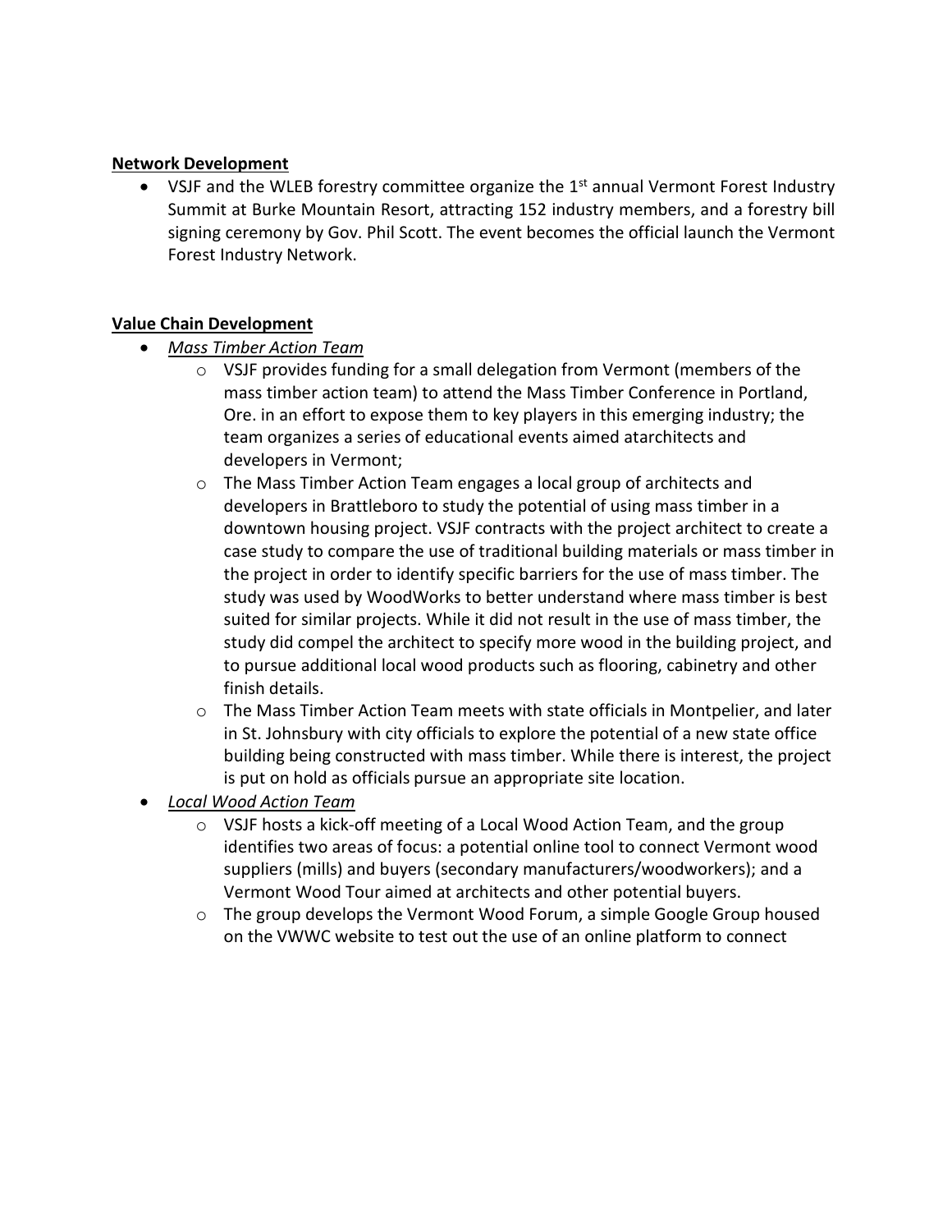**Network Development**

- VSJF and the WLEB forestry committee organize the 1st annual Vermont Forest Industry Summit at Burke Mountain Resort, attracting 152 industry members, and a forestry bill signing ceremony by Gov. Phil Scott. The event becomes the official launch the Vermont Forest Industry Network.

**Value Chain Development**

- *Mass Timber Action Team*
  - VSJF provides funding for a small delegation from Vermont (members of the mass timber action team) to attend the Mass Timber Conference in Portland, Ore. in an effort to expose them to key players in this emerging industry; the team organizes a series of educational events aimed atarchitects and developers in Vermont;
  - The Mass Timber Action Team engages a local group of architects and developers in Brattleboro to study the potential of using mass timber in a downtown housing project. VSJF contracts with the project architect to create a case study to compare the use of traditional building materials or mass timber in the project in order to identify specific barriers for the use of mass timber. The study was used by WoodWorks to better understand where mass timber is best suited for similar projects. While it did not result in the use of mass timber, the study did compel the architect to specify more wood in the building project, and to pursue additional local wood products such as flooring, cabinetry and other finish details.
  - The Mass Timber Action Team meets with state officials in Montpelier, and later in St. Johnsbury with city officials to explore the potential of a new state office building being constructed with mass timber. While there is interest, the project is put on hold as officials pursue an appropriate site location.
- *Local Wood Action Team*
  - VSJF hosts a kick-off meeting of a Local Wood Action Team, and the group identifies two areas of focus: a potential online tool to connect Vermont wood suppliers (mills) and buyers (secondary manufacturers/woodworkers); and a Vermont Wood Tour aimed at architects and other potential buyers.
  - The group develops the Vermont Wood Forum, a simple Google Group housed on the VWWC website to test out the use of an online platform to connect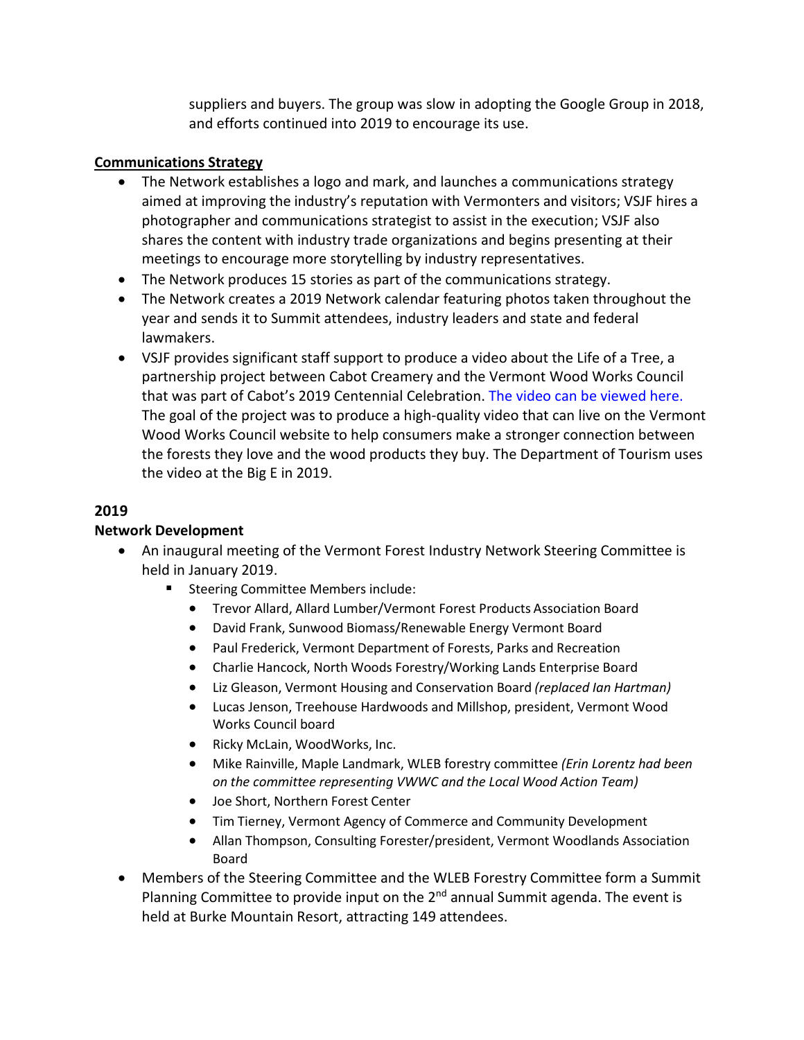suppliers and buyers. The group was slow in adopting the Google Group in 2018, and efforts continued into 2019 to encourage its use.

**Communications Strategy**

- The Network establishes a logo and mark, and launches a communications strategy aimed at improving the industry's reputation with Vermonters and visitors; VSJF hires a photographer and communications strategist to assist in the execution; VSJF also shares the content with industry trade organizations and begins presenting at their meetings to encourage more storytelling by industry representatives.
- The Network produces 15 stories as part of the communications strategy.
- The Network creates a 2019 Network calendar featuring photos taken throughout the year and sends it to Summit attendees, industry leaders and state and federal lawmakers.
- VSJF provides significant staff support to produce a video about the Life of a Tree, a partnership project between Cabot Creamery and the Vermont Wood Works Council that was part of Cabot's 2019 Centennial Celebration. The video can be viewed here. The goal of the project was to produce a high-quality video that can live on the Vermont Wood Works Council website to help consumers make a stronger connection between the forests they love and the wood products they buy. The Department of Tourism uses the video at the Big E in 2019.

## 2019

**Network Development**

- An inaugural meeting of the Vermont Forest Industry Network Steering Committee is held in January 2019.
  - Steering Committee Members include:
    - Trevor Allard, Allard Lumber/Vermont Forest Products Association Board
    - David Frank, Sunwood Biomass/Renewable Energy Vermont Board
    - Paul Frederick, Vermont Department of Forests, Parks and Recreation
    - Charlie Hancock, North Woods Forestry/Working Lands Enterprise Board
    - Liz Gleason, Vermont Housing and Conservation Board *(replaced Ian Hartman)*
    - Lucas Jenson, Treehouse Hardwoods and Millshop, president, Vermont Wood Works Council board
    - Ricky McLain, WoodWorks, Inc.
    - Mike Rainville, Maple Landmark, WLEB forestry committee *(Erin Lorentz had been on the committee representing VWWC and the Local Wood Action Team)*
    - Joe Short, Northern Forest Center
    - Tim Tierney, Vermont Agency of Commerce and Community Development
    - Allan Thompson, Consulting Forester/president, Vermont Woodlands Association Board
- Members of the Steering Committee and the WLEB Forestry Committee form a Summit Planning Committee to provide input on the 2nd annual Summit agenda. The event is held at Burke Mountain Resort, attracting 149 attendees.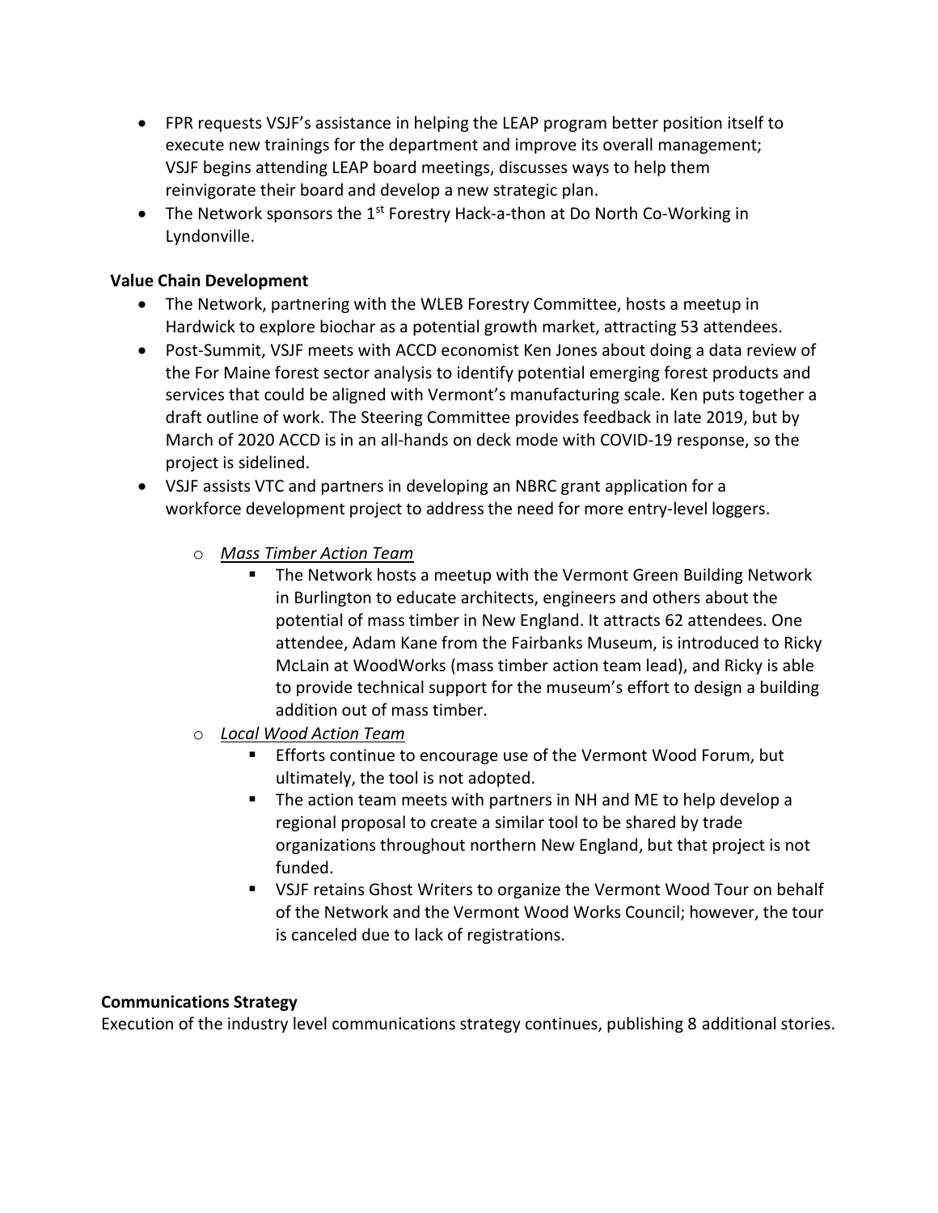- FPR requests VSJF's assistance in helping the LEAP program better position itself to execute new trainings for the department and improve its overall management; VSJF begins attending LEAP board meetings, discusses ways to help them reinvigorate their board and develop a new strategic plan.
- The Network sponsors the 1st Forestry Hack-a-thon at Do North Co-Working in Lyndonville.

**Value Chain Development**

- The Network, partnering with the WLEB Forestry Committee, hosts a meetup in Hardwick to explore biochar as a potential growth market, attracting 53 attendees.
- Post-Summit, VSJF meets with ACCD economist Ken Jones about doing a data review of the For Maine forest sector analysis to identify potential emerging forest products and services that could be aligned with Vermont's manufacturing scale. Ken puts together a draft outline of work. The Steering Committee provides feedback in late 2019, but by March of 2020 ACCD is in an all-hands on deck mode with COVID-19 response, so the project is sidelined.
- VSJF assists VTC and partners in developing an NBRC grant application for a workforce development project to address the need for more entry-level loggers.
    - *Mass Timber Action Team*
        - The Network hosts a meetup with the Vermont Green Building Network in Burlington to educate architects, engineers and others about the potential of mass timber in New England. It attracts 62 attendees. One attendee, Adam Kane from the Fairbanks Museum, is introduced to Ricky McLain at WoodWorks (mass timber action team lead), and Ricky is able to provide technical support for the museum's effort to design a building addition out of mass timber.
    - *Local Wood Action Team*
        - Efforts continue to encourage use of the Vermont Wood Forum, but ultimately, the tool is not adopted.
        - The action team meets with partners in NH and ME to help develop a regional proposal to create a similar tool to be shared by trade organizations throughout northern New England, but that project is not funded.
        - VSJF retains Ghost Writers to organize the Vermont Wood Tour on behalf of the Network and the Vermont Wood Works Council; however, the tour is canceled due to lack of registrations.

**Communications Strategy**

Execution of the industry level communications strategy continues, publishing 8 additional stories.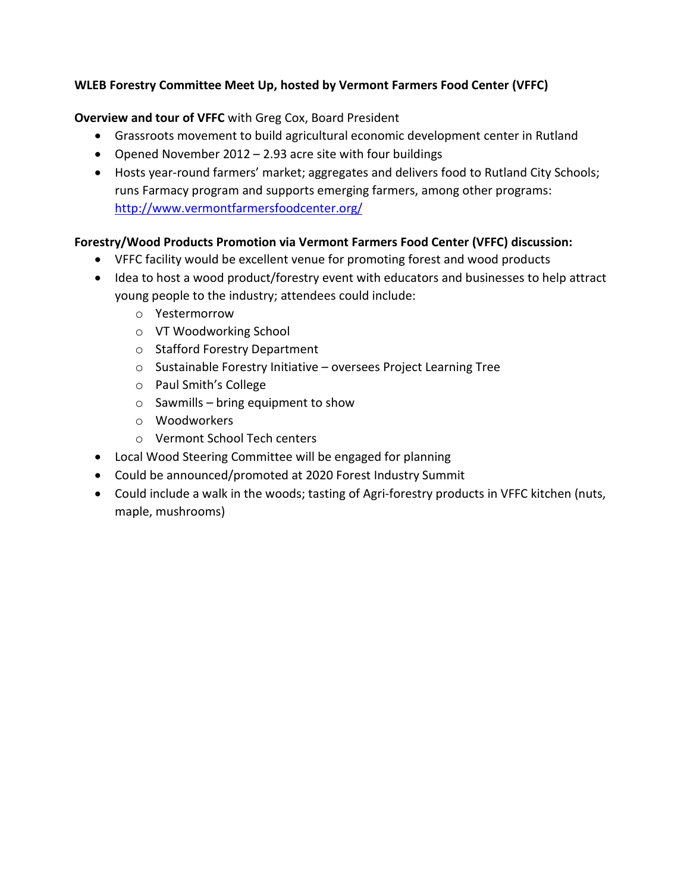**WLEB Forestry Committee Meet Up, hosted by Vermont Farmers Food Center (VFFC)**

**Overview and tour of VFFC** with Greg Cox, Board President

- Grassroots movement to build agricultural economic development center in Rutland
- Opened November 2012 – 2.93 acre site with four buildings
- Hosts year-round farmers' market; aggregates and delivers food to Rutland City Schools; runs Farmacy program and supports emerging farmers, among other programs: http://www.vermontfarmersfoodcenter.org/

**Forestry/Wood Products Promotion via Vermont Farmers Food Center (VFFC) discussion:**

- VFFC facility would be excellent venue for promoting forest and wood products
- Idea to host a wood product/forestry event with educators and businesses to help attract young people to the industry; attendees could include:
  - Yestermorrow
  - VT Woodworking School
  - Stafford Forestry Department
  - Sustainable Forestry Initiative – oversees Project Learning Tree
  - Paul Smith's College
  - Sawmills – bring equipment to show
  - Woodworkers
  - Vermont School Tech centers
- Local Wood Steering Committee will be engaged for planning
- Could be announced/promoted at 2020 Forest Industry Summit
- Could include a walk in the woods; tasting of Agri-forestry products in VFFC kitchen (nuts, maple, mushrooms)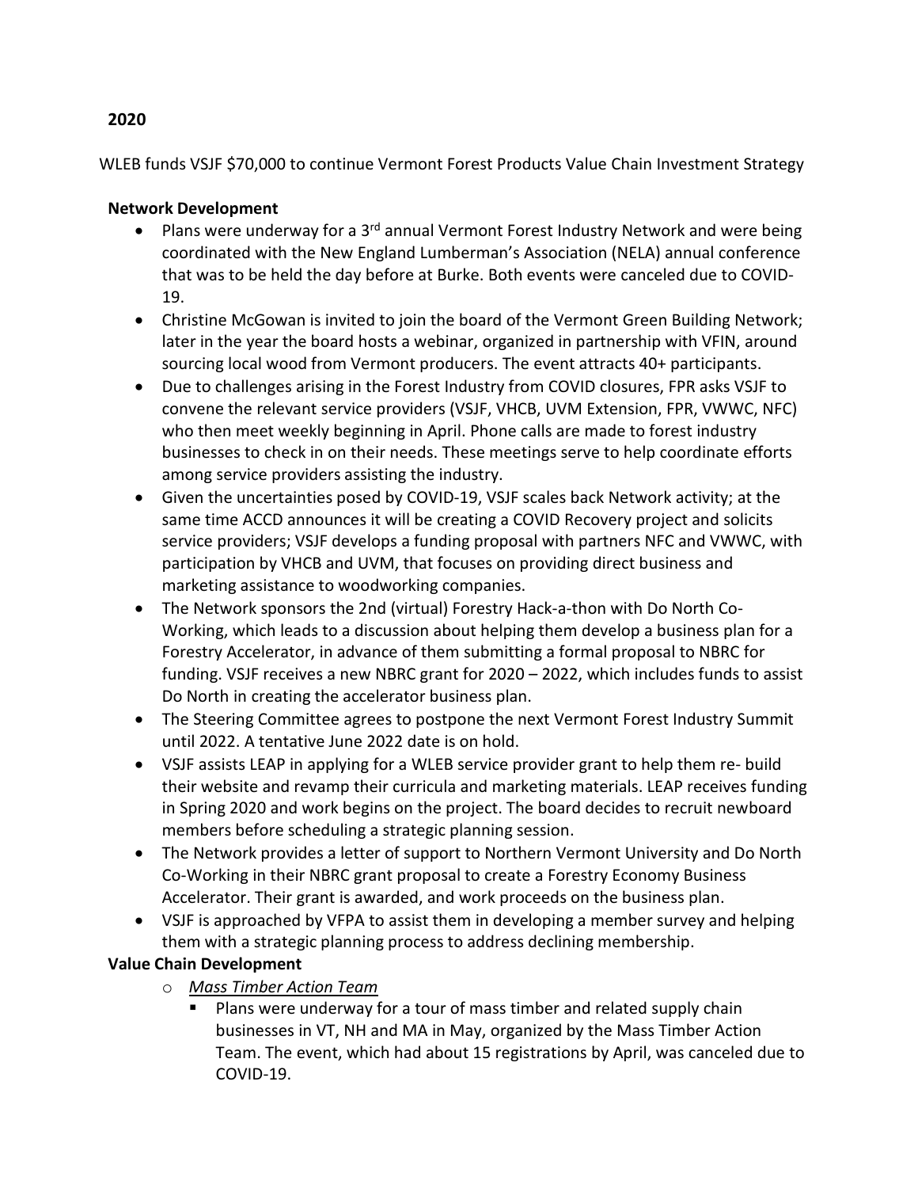## 2020

WLEB funds VSJF $70,000 to continue Vermont Forest Products Value Chain Investment Strategy

### Network Development

- Plans were underway for a 3rd annual Vermont Forest Industry Network and were being coordinated with the New England Lumberman's Association (NELA) annual conference that was to be held the day before at Burke. Both events were canceled due to COVID-19.
- Christine McGowan is invited to join the board of the Vermont Green Building Network; later in the year the board hosts a webinar, organized in partnership with VFIN, around sourcing local wood from Vermont producers. The event attracts 40+ participants.
- Due to challenges arising in the Forest Industry from COVID closures, FPR asks VSJF to convene the relevant service providers (VSJF, VHCB, UVM Extension, FPR, VWWC, NFC) who then meet weekly beginning in April. Phone calls are made to forest industry businesses to check in on their needs. These meetings serve to help coordinate efforts among service providers assisting the industry.
- Given the uncertainties posed by COVID-19, VSJF scales back Network activity; at the same time ACCD announces it will be creating a COVID Recovery project and solicits service providers; VSJF develops a funding proposal with partners NFC and VWWC, with participation by VHCB and UVM, that focuses on providing direct business and marketing assistance to woodworking companies.
- The Network sponsors the 2nd (virtual) Forestry Hack-a-thon with Do North Co-Working, which leads to a discussion about helping them develop a business plan for a Forestry Accelerator, in advance of them submitting a formal proposal to NBRC for funding. VSJF receives a new NBRC grant for 2020 – 2022, which includes funds to assist Do North in creating the accelerator business plan.
- The Steering Committee agrees to postpone the next Vermont Forest Industry Summit until 2022. A tentative June 2022 date is on hold.
- VSJF assists LEAP in applying for a WLEB service provider grant to help them re- build their website and revamp their curricula and marketing materials. LEAP receives funding in Spring 2020 and work begins on the project. The board decides to recruit newboard members before scheduling a strategic planning session.
- The Network provides a letter of support to Northern Vermont University and Do North Co-Working in their NBRC grant proposal to create a Forestry Economy Business Accelerator. Their grant is awarded, and work proceeds on the business plan.
- VSJF is approached by VFPA to assist them in developing a member survey and helping them with a strategic planning process to address declining membership.

### Value Chain Development

- *Mass Timber Action Team*
  - Plans were underway for a tour of mass timber and related supply chain businesses in VT, NH and MA in May, organized by the Mass Timber Action Team. The event, which had about 15 registrations by April, was canceled due to COVID-19.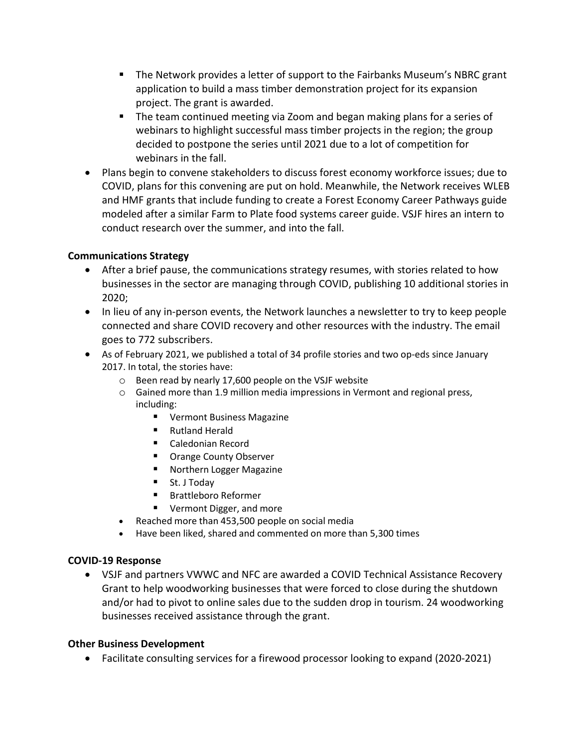- The Network provides a letter of support to the Fairbanks Museum's NBRC grant application to build a mass timber demonstration project for its expansion project. The grant is awarded.
    - The team continued meeting via Zoom and began making plans for a series of webinars to highlight successful mass timber projects in the region; the group decided to postpone the series until 2021 due to a lot of competition for webinars in the fall.
- Plans begin to convene stakeholders to discuss forest economy workforce issues; due to COVID, plans for this convening are put on hold. Meanwhile, the Network receives WLEB and HMF grants that include funding to create a Forest Economy Career Pathways guide modeled after a similar Farm to Plate food systems career guide. VSJF hires an intern to conduct research over the summer, and into the fall.

**Communications Strategy**

- After a brief pause, the communications strategy resumes, with stories related to how businesses in the sector are managing through COVID, publishing 10 additional stories in 2020;
- In lieu of any in-person events, the Network launches a newsletter to try to keep people connected and share COVID recovery and other resources with the industry. The email goes to 772 subscribers.
- As of February 2021, we published a total of 34 profile stories and two op-eds since January 2017. In total, the stories have:
    - Been read by nearly 17,600 people on the VSJF website
    - Gained more than 1.9 million media impressions in Vermont and regional press, including:
        - Vermont Business Magazine
        - Rutland Herald
        - Caledonian Record
        - Orange County Observer
        - Northern Logger Magazine
        - St. J Today
        - Brattleboro Reformer
        - Vermont Digger, and more
    - Reached more than 453,500 people on social media
    - Have been liked, shared and commented on more than 5,300 times

**COVID-19 Response**

- VSJF and partners VWWC and NFC are awarded a COVID Technical Assistance Recovery Grant to help woodworking businesses that were forced to close during the shutdown and/or had to pivot to online sales due to the sudden drop in tourism. 24 woodworking businesses received assistance through the grant.

**Other Business Development**

- Facilitate consulting services for a firewood processor looking to expand (2020-2021)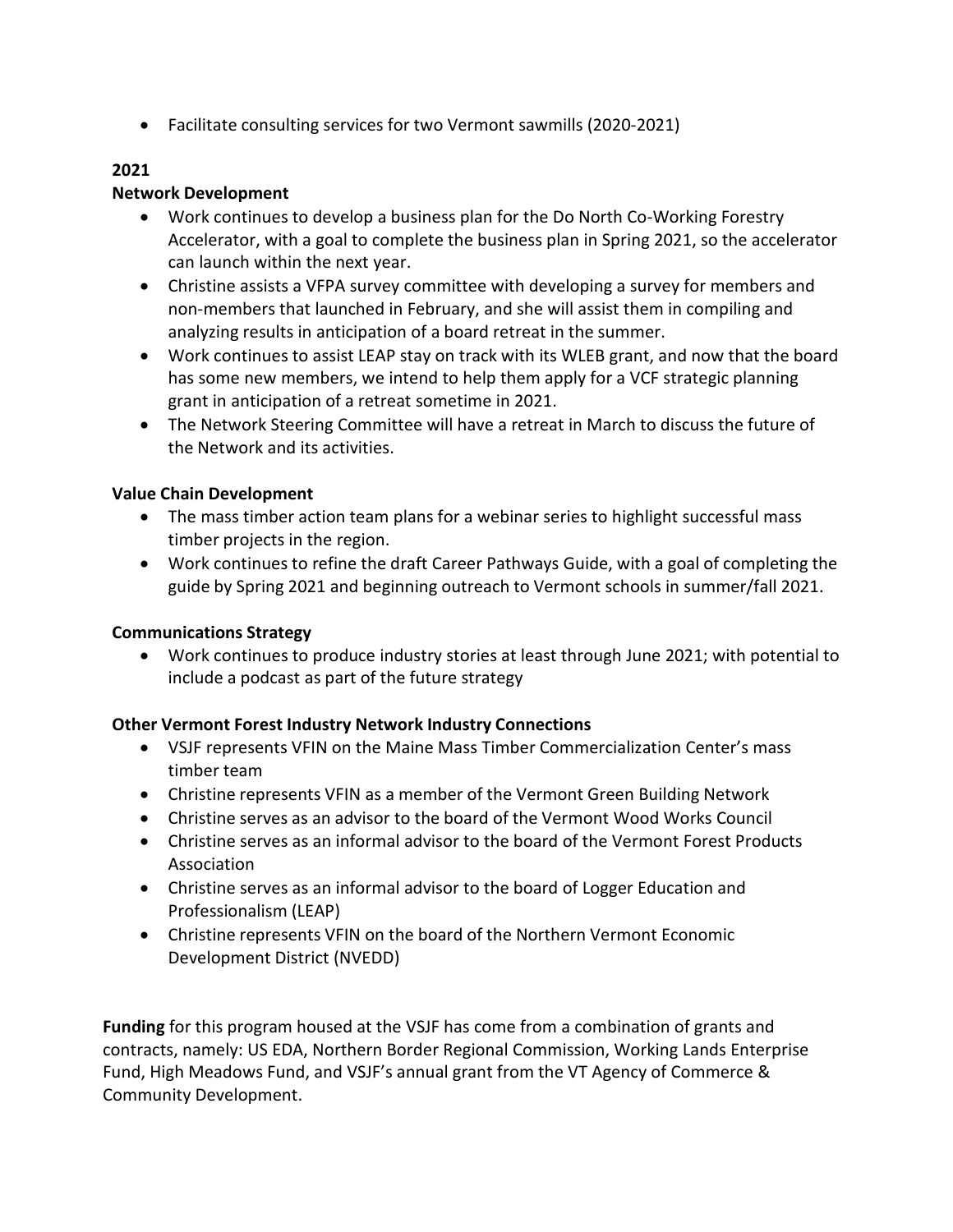- Facilitate consulting services for two Vermont sawmills (2020-2021)

**2021**

**Network Development**

- Work continues to develop a business plan for the Do North Co-Working Forestry Accelerator, with a goal to complete the business plan in Spring 2021, so the accelerator can launch within the next year.
- Christine assists a VFPA survey committee with developing a survey for members and non-members that launched in February, and she will assist them in compiling and analyzing results in anticipation of a board retreat in the summer.
- Work continues to assist LEAP stay on track with its WLEB grant, and now that the board has some new members, we intend to help them apply for a VCF strategic planning grant in anticipation of a retreat sometime in 2021.
- The Network Steering Committee will have a retreat in March to discuss the future of the Network and its activities.

**Value Chain Development**

- The mass timber action team plans for a webinar series to highlight successful mass timber projects in the region.
- Work continues to refine the draft Career Pathways Guide, with a goal of completing the guide by Spring 2021 and beginning outreach to Vermont schools in summer/fall 2021.

**Communications Strategy**

- Work continues to produce industry stories at least through June 2021; with potential to include a podcast as part of the future strategy

**Other Vermont Forest Industry Network Industry Connections**

- VSJF represents VFIN on the Maine Mass Timber Commercialization Center's mass timber team
- Christine represents VFIN as a member of the Vermont Green Building Network
- Christine serves as an advisor to the board of the Vermont Wood Works Council
- Christine serves as an informal advisor to the board of the Vermont Forest Products Association
- Christine serves as an informal advisor to the board of Logger Education and Professionalism (LEAP)
- Christine represents VFIN on the board of the Northern Vermont Economic Development District (NVEDD)

**Funding** for this program housed at the VSJF has come from a combination of grants and contracts, namely: US EDA, Northern Border Regional Commission, Working Lands Enterprise Fund, High Meadows Fund, and VSJF's annual grant from the VT Agency of Commerce & Community Development.